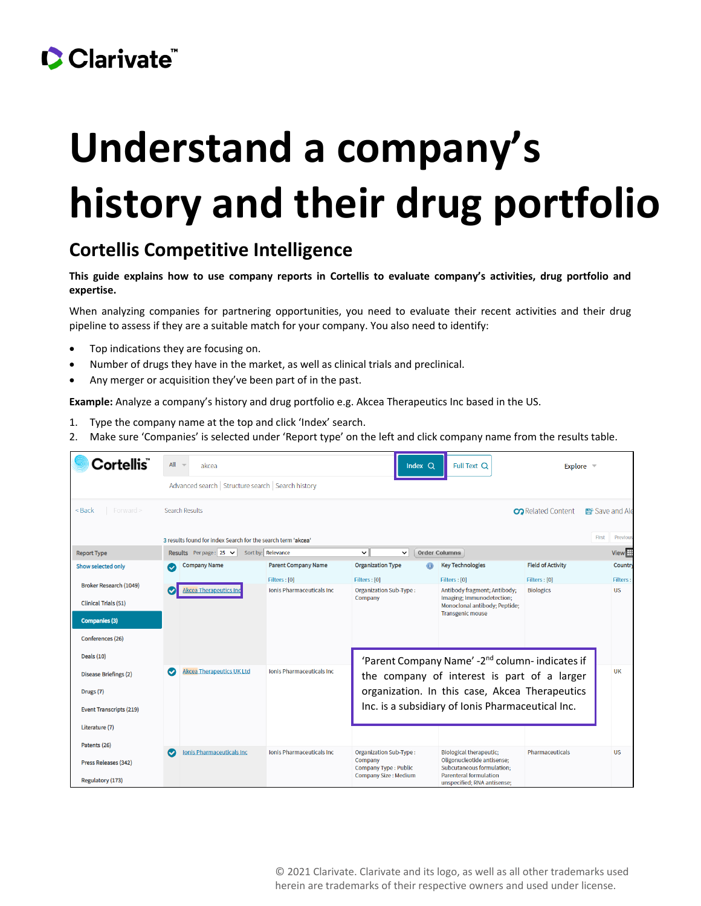# Understand a company's history and their drug portfolio

## Cortellis Competitive Intelligence

**This guide explains how to use company reports in Cortellis to evaluate company's activities, drug portfolio and expertise.**

When analyzing companies for partnering opportunities, you need to evaluate their recent activities and their drug pipeline to assess if they are a suitable match for your company. You also need to identify:

- Top indications they are focusing on.
- Number of drugs they have in the market, as well as clinical trials and preclinical.
- Any merger or acquisition they've been part of in the past.

**Example:** Analyze a company's history and drug portfolio e.g. Akcea Therapeutics Inc based in the US.

1. Type the company name at the top and click 'Index' search.
2. Make sure 'Companies' is selected under 'Report type' on the left and click company name from the results table.

'Parent Company Name' -2nd column- indicates if the company of interest is part of a larger organization. In this case, Akcea Therapeutics Inc. is a subsidiary of Ionis Pharmaceutical Inc.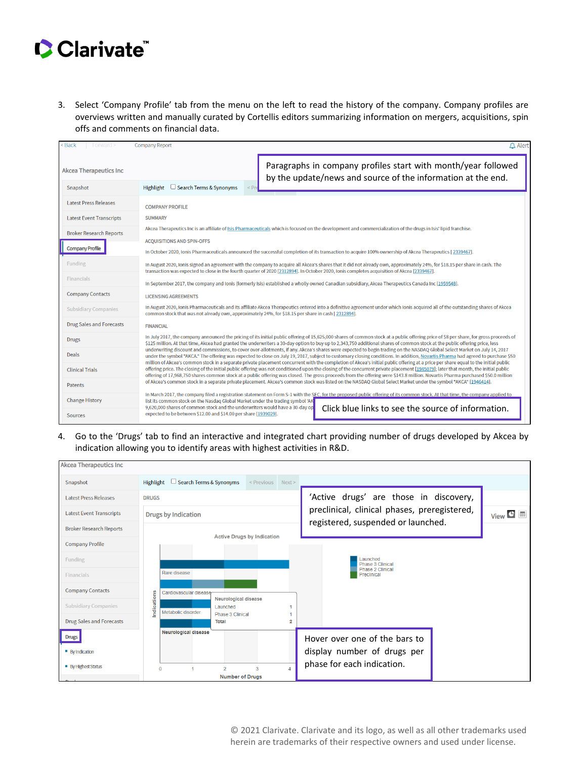3. Select 'Company Profile' tab from the menu on the left to read the history of the company. Company profiles are overviews written and manually curated by Cortellis editors summarizing information on mergers, acquisitions, spin offs and comments on financial data.

Paragraphs in company profiles start with month/year followed by the update/news and source of the information at the end.

Click blue links to see the source of information.

4. Go to the 'Drugs' tab to find an interactive and integrated chart providing number of drugs developed by Akcea by indication allowing you to identify areas with highest activities in R&D.

'Active drugs' are those in discovery, preclinical, clinical phases, preregistered, registered, suspended or launched.

Hover over one of the bars to display number of drugs per phase for each indication.

© 2021 Clarivate. Clarivate and its logo, as well as all other trademarks used herein are trademarks of their respective owners and used under license.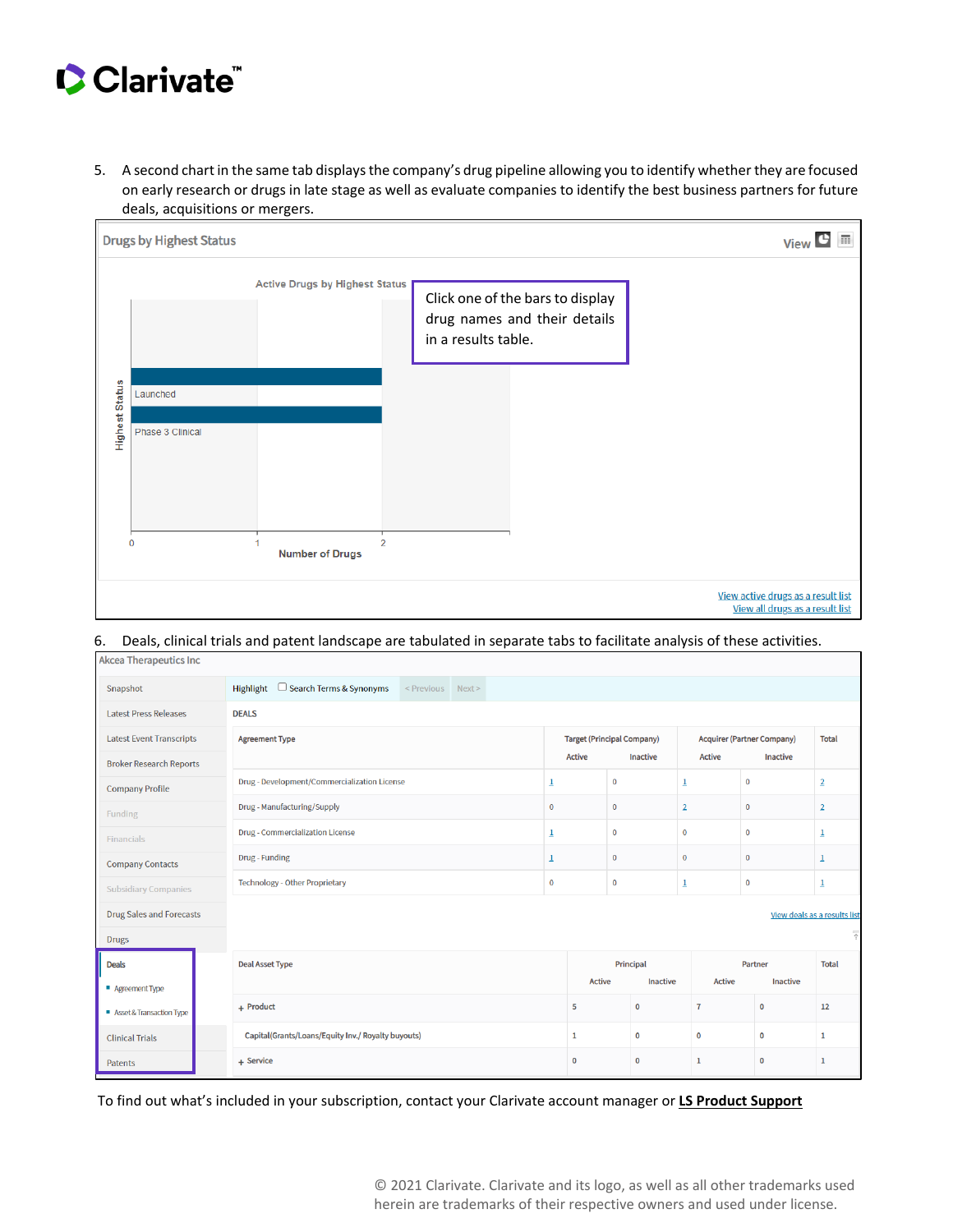5. A second chart in the same tab displays the company's drug pipeline allowing you to identify whether they are focused on early research or drugs in late stage as well as evaluate companies to identify the best business partners for future deals, acquisitions or mergers.

Drugs by Highest Status

View

Active Drugs by Highest Status

Click one of the bars to display drug names and their details in a results table.

Highest Status

Launched

Phase 3 Clinical

0
1
2

Number of Drugs

View active drugs as a result list
View all drugs as a result list

6. Deals, clinical trials and patent landscape are tabulated in separate tabs to facilitate analysis of these activities.

Akcea Therapeutics Inc

Snapshot
Latest Press Releases
Latest Event Transcripts
Broker Research Reports
Company Profile
Funding
Financials
Company Contacts
Subsidiary Companies
Drug Sales and Forecasts
Drugs
Deals
- Agreement Type
- Asset & Transaction Type
Clinical Trials
Patents

Highlight  Search Terms & Synonyms  < Previous  Next >

DEALS

| Agreement Type | Target (Principal Company) | | Acquirer (Partner Company) | | Total |
|---|---|---|---|---|---|
| | Active | Inactive | Active | Inactive | |
| Drug - Development/Commercialization License | 1 | 0 | 1 | 0 | 2 |
| Drug - Manufacturing/Supply | 0 | 0 | 2 | 0 | 2 |
| Drug - Commercialization License | 1 | 0 | 0 | 0 | 1 |
| Drug - Funding | 1 | 0 | 0 | 0 | 1 |
| Technology - Other Proprietary | 0 | 0 | 1 | 0 | 1 |

View deals as a results list

| Deal Asset Type | Principal | | Partner | | Total |
|---|---|---|---|---|---|
| | Active | Inactive | Active | Inactive | |
| + Product | 5 | 0 | 7 | 0 | 12 |
| Capital(Grants/Loans/Equity Inv./ Royalty buyouts) | 1 | 0 | 0 | 0 | 1 |
| + Service | 0 | 0 | 1 | 0 | 1 |

To find out what's included in your subscription, contact your Clarivate account manager or **LS Product Support**

© 2021 Clarivate. Clarivate and its logo, as well as all other trademarks used herein are trademarks of their respective owners and used under license.